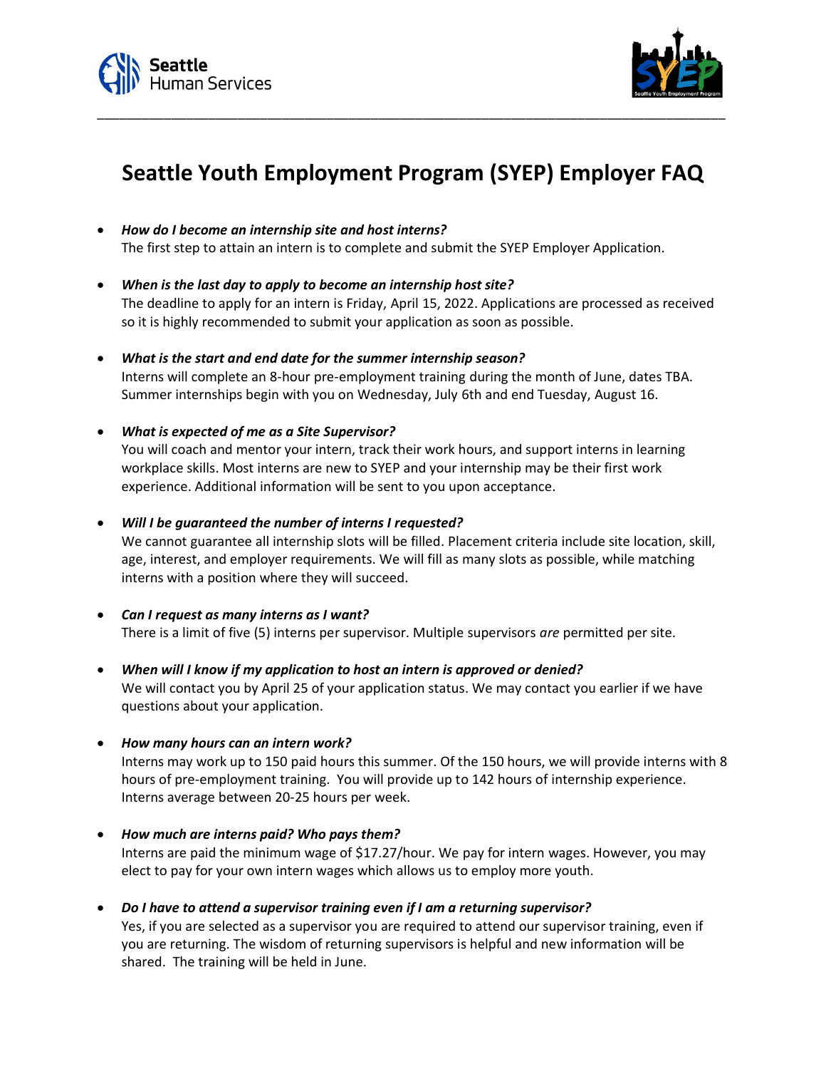# Seattle Youth Employment Program (SYEP) Employer FAQ

- ***How do I become an internship site and host interns?***
  The first step to attain an intern is to complete and submit the SYEP Employer Application.

- ***When is the last day to apply to become an internship host site?***
  The deadline to apply for an intern is Friday, April 15, 2022. Applications are processed as received so it is highly recommended to submit your application as soon as possible.

- ***What is the start and end date for the summer internship season?***
  Interns will complete an 8-hour pre-employment training during the month of June, dates TBA. Summer internships begin with you on Wednesday, July 6th and end Tuesday, August 16.

- ***What is expected of me as a Site Supervisor?***
  You will coach and mentor your intern, track their work hours, and support interns in learning workplace skills. Most interns are new to SYEP and your internship may be their first work experience. Additional information will be sent to you upon acceptance.

- ***Will I be guaranteed the number of interns I requested?***
  We cannot guarantee all internship slots will be filled. Placement criteria include site location, skill, age, interest, and employer requirements. We will fill as many slots as possible, while matching interns with a position where they will succeed.

- ***Can I request as many interns as I want?***
  There is a limit of five (5) interns per supervisor. Multiple supervisors *are* permitted per site.

- ***When will I know if my application to host an intern is approved or denied?***
  We will contact you by April 25 of your application status. We may contact you earlier if we have questions about your application.

- ***How many hours can an intern work?***
  Interns may work up to 150 paid hours this summer. Of the 150 hours, we will provide interns with 8 hours of pre-employment training. You will provide up to 142 hours of internship experience. Interns average between 20-25 hours per week.

- ***How much are interns paid? Who pays them?***
  Interns are paid the minimum wage of $17.27/hour. We pay for intern wages. However, you may elect to pay for your own intern wages which allows us to employ more youth.

- ***Do I have to attend a supervisor training even if I am a returning supervisor?***
  Yes, if you are selected as a supervisor you are required to attend our supervisor training, even if you are returning. The wisdom of returning supervisors is helpful and new information will be shared. The training will be held in June.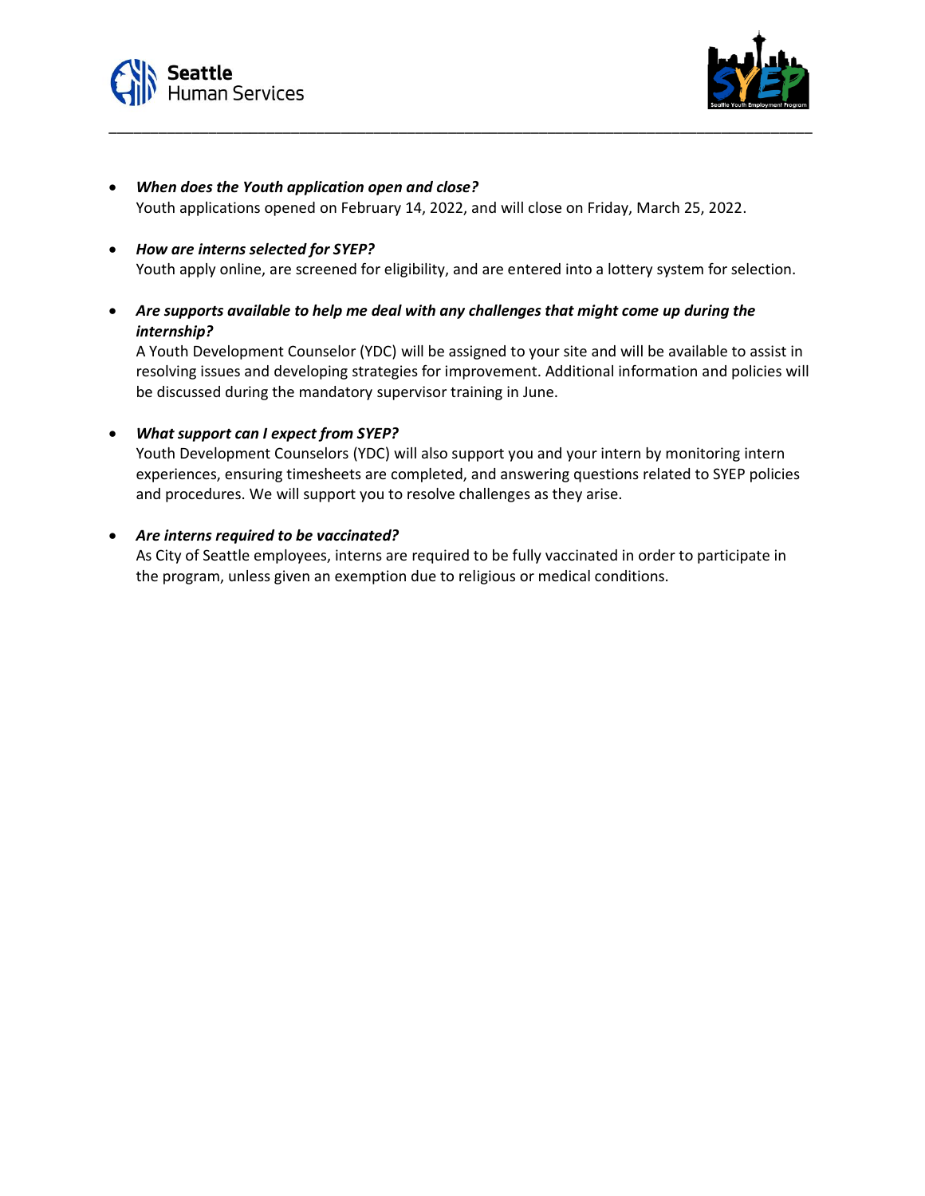- ***When does the Youth application open and close?***
  Youth applications opened on February 14, 2022, and will close on Friday, March 25, 2022.

- ***How are interns selected for SYEP?***
  Youth apply online, are screened for eligibility, and are entered into a lottery system for selection.

- ***Are supports available to help me deal with any challenges that might come up during the internship?***
  A Youth Development Counselor (YDC) will be assigned to your site and will be available to assist in resolving issues and developing strategies for improvement. Additional information and policies will be discussed during the mandatory supervisor training in June.

- ***What support can I expect from SYEP?***
  Youth Development Counselors (YDC) will also support you and your intern by monitoring intern experiences, ensuring timesheets are completed, and answering questions related to SYEP policies and procedures. We will support you to resolve challenges as they arise.

- ***Are interns required to be vaccinated?***
  As City of Seattle employees, interns are required to be fully vaccinated in order to participate in the program, unless given an exemption due to religious or medical conditions.